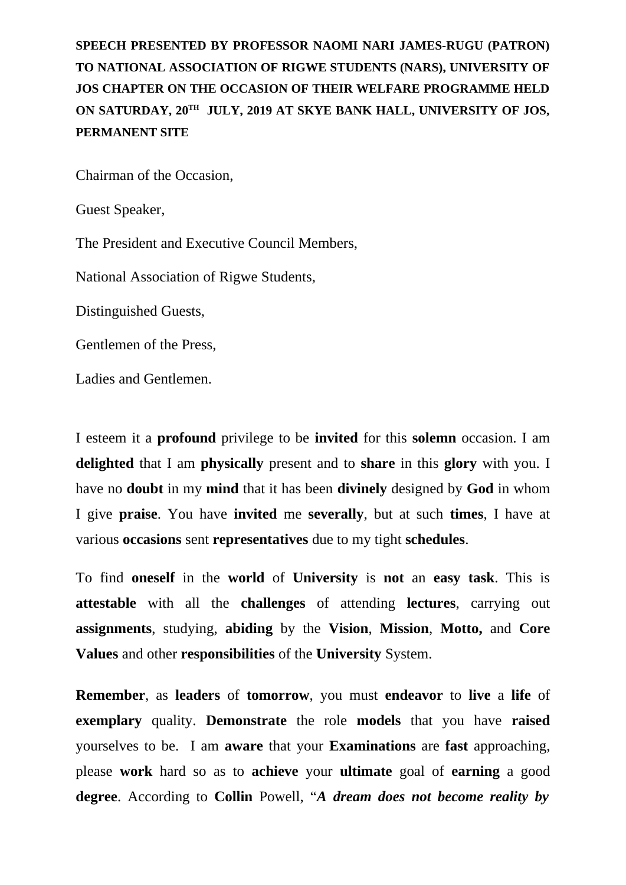**SPEECH PRESENTED BY PROFESSOR NAOMI NARI JAMES-RUGU (PATRON) TO NATIONAL ASSOCIATION OF RIGWE STUDENTS (NARS), UNIVERSITY OF JOS CHAPTER ON THE OCCASION OF THEIR WELFARE PROGRAMME HELD ON SATURDAY, 20TH JULY, 2019 AT SKYE BANK HALL, UNIVERSITY OF JOS, PERMANENT SITE**

Chairman of the Occasion,

Guest Speaker,

The President and Executive Council Members,

National Association of Rigwe Students,

Distinguished Guests,

Gentlemen of the Press,

Ladies and Gentlemen.

I esteem it a **profound** privilege to be **invited** for this **solemn** occasion. I am **delighted** that I am **physically** present and to **share** in this **glory** with you. I have no **doubt** in my **mind** that it has been **divinely** designed by **God** in whom I give **praise**. You have **invited** me **severally**, but at such **times**, I have at various **occasions** sent **representatives** due to my tight **schedules**.

To find **oneself** in the **world** of **University** is **not** an **easy task**. This is **attestable** with all the **challenges** of attending **lectures**, carrying out **assignments**, studying, **abiding** by the **Vision**, **Mission**, **Motto,** and **Core Values** and other **responsibilities** of the **University** System.

**Remember**, as **leaders** of **tomorrow**, you must **endeavor** to **live** a **life** of **exemplary** quality. **Demonstrate** the role **models** that you have **raised** yourselves to be. I am **aware** that your **Examinations** are **fast** approaching, please **work** hard so as to **achieve** your **ultimate** goal of **earning** a good **degree**. According to **Collin** Powell, "***A dream does not become reality by***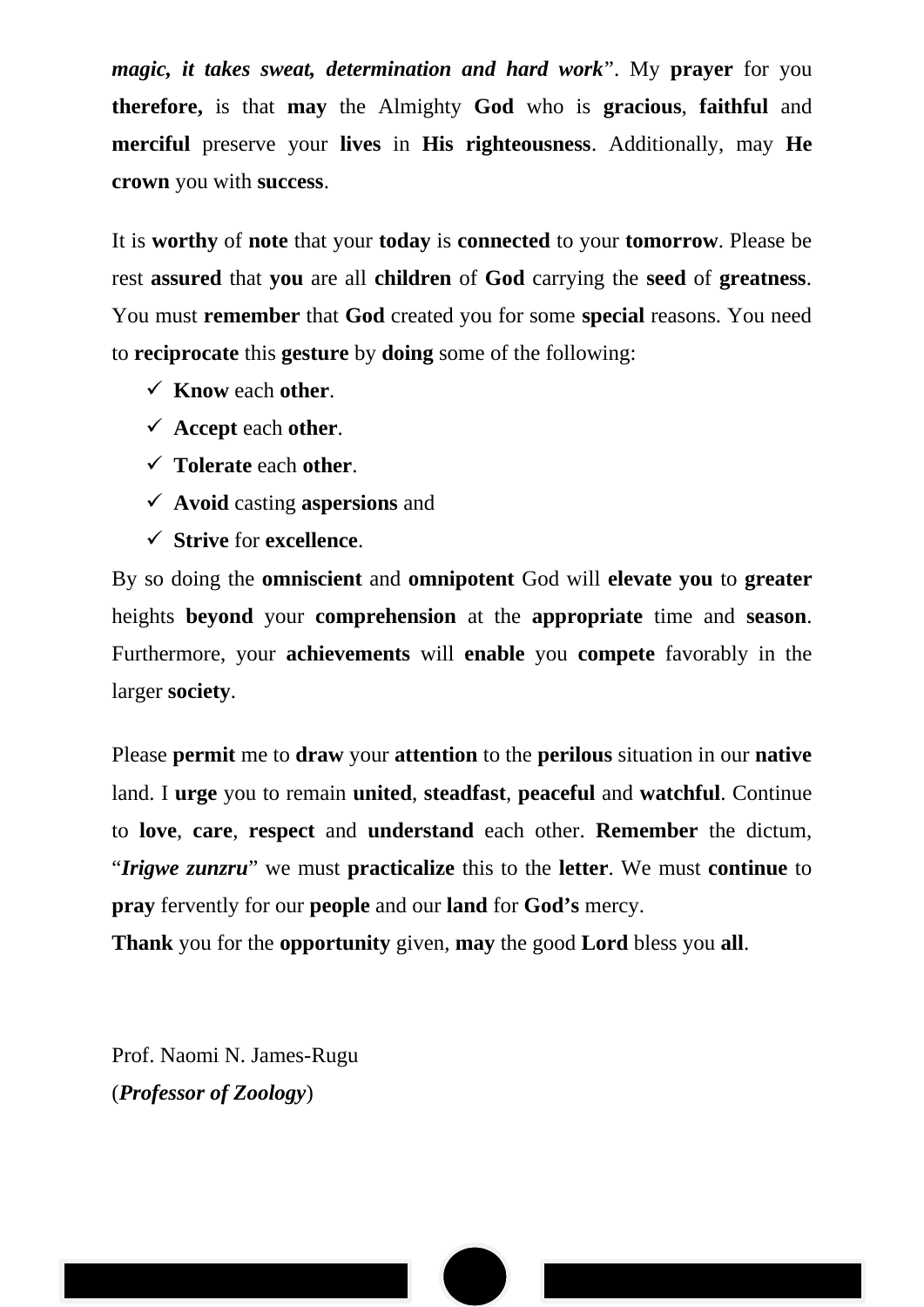***magic, it takes sweat, determination and hard work***”. My **prayer** for you **therefore,** is that **may** the Almighty **God** who is **gracious**, **faithful** and **merciful** preserve your **lives** in **His righteousness**. Additionally, may **He crown** you with **success**.

It is **worthy** of **note** that your **today** is **connected** to your **tomorrow**. Please be rest **assured** that **you** are all **children** of **God** carrying the **seed** of **greatness**. You must **remember** that **God** created you for some **special** reasons. You need to **reciprocate** this **gesture** by **doing** some of the following:

- ✓ **Know** each **other**.
- ✓ **Accept** each **other**.
- ✓ **Tolerate** each **other**.
- ✓ **Avoid** casting **aspersions** and
- ✓ **Strive** for **excellence**.

By so doing the **omniscient** and **omnipotent** God will **elevate you** to **greater** heights **beyond** your **comprehension** at the **appropriate** time and **season**. Furthermore, your **achievements** will **enable** you **compete** favorably in the larger **society**.

Please **permit** me to **draw** your **attention** to the **perilous** situation in our **native** land. I **urge** you to remain **united**, **steadfast**, **peaceful** and **watchful**. Continue to **love**, **care**, **respect** and **understand** each other. **Remember** the dictum, “***Irigwe zunzru***” we must **practicalize** this to the **letter**. We must **continue** to **pray** fervently for our **people** and our **land** for **God’s** mercy.

**Thank** you for the **opportunity** given, **may** the good **Lord** bless you **all**.

Prof. Naomi N. James-Rugu
(***Professor of Zoology***)